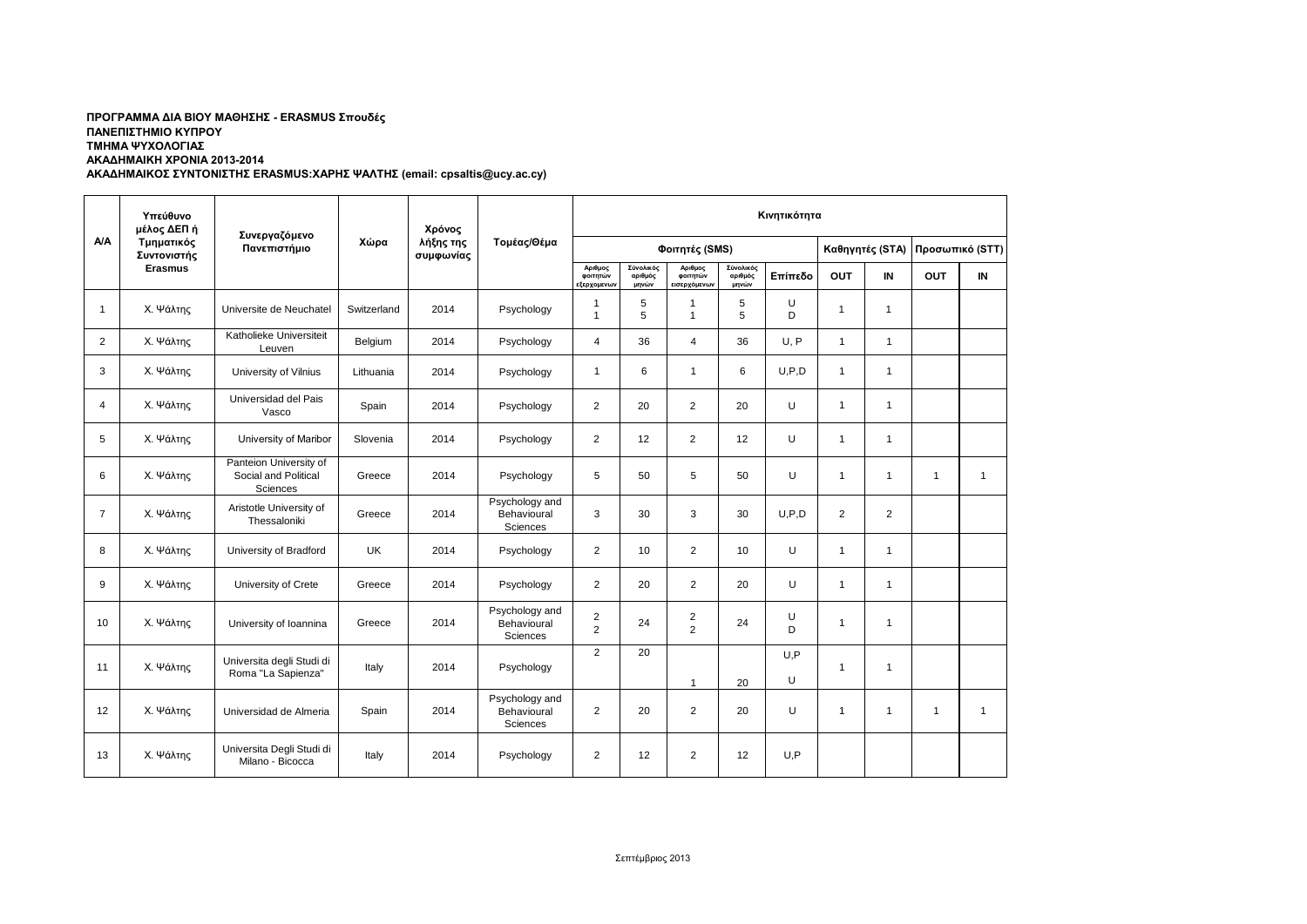**ΠΡΟΓΡΑΜΜΑ ΔΙΑ ΒΙΟΥ ΜΑΘΗΣΗΣ - ERASMUS Σπουδές**
**ΠΑΝΕΠΙΣΤΗΜΙΟ ΚΥΠΡΟΥ**
**ΤΜΗΜΑ ΨΥΧΟΛΟΓΙΑΣ**
**ΑΚΑΔΗΜΑΙΚΗ ΧΡΟΝΙΑ 2013-2014**
**ΑΚΑΔΗΜΑΙΚΟΣ ΣΥΝΤΟΝΙΣΤΗΣ ERASMUS:ΧΑΡΗΣ ΨΑΛΤΗΣ (email: cpsaltis@ucy.ac.cy)**

| Α/Α | Υπεύθυνο μέλος ΔΕΠ ή Τμηματικός Συντονιστής Erasmus | Συνεργαζόμενο Πανεπιστήμιο | Χώρα | Χρόνος λήξης της συμφωνίας | Τομέας/Θέμα | Κινητικότητα | | | | | | | | |
|---|---|---|---|---|---|---|---|---|---|---|---|---|---|---|
| | | | | | | Φοιτητές (SMS) | | | | | Καθηγητές (STA) | | Προσωπικό (STT) | |
| | | | | | | Αριθμος φοιτητών εξερχομενων | Σύνολικός αριθμός μηνών | Αριθμος φοιτητών εισερχόμενων | Σύνολικός αριθμός μηνών | Επίπεδο | OUT | IN | OUT | IN |
| 1 | Χ. Ψάλτης | Universite de Neuchatel | Switzerland | 2014 | Psychology | 1<br>1 | 5<br>5 | 1<br>1 | 5<br>5 | U<br>D | 1 | 1 | | |
| 2 | Χ. Ψάλτης | Katholieke Universiteit Leuven | Belgium | 2014 | Psychology | 4 | 36 | 4 | 36 | U, P | 1 | 1 | | |
| 3 | Χ. Ψάλτης | University of Vilnius | Lithuania | 2014 | Psychology | 1 | 6 | 1 | 6 | U,P,D | 1 | 1 | | |
| 4 | Χ. Ψάλτης | Universidad del Pais Vasco | Spain | 2014 | Psychology | 2 | 20 | 2 | 20 | U | 1 | 1 | | |
| 5 | Χ. Ψάλτης | University of Maribor | Slovenia | 2014 | Psychology | 2 | 12 | 2 | 12 | U | 1 | 1 | | |
| 6 | Χ. Ψάλτης | Panteion University of Social and Political Sciences | Greece | 2014 | Psychology | 5 | 50 | 5 | 50 | U | 1 | 1 | 1 | 1 |
| 7 | Χ. Ψάλτης | Aristotle University of Thessaloniki | Greece | 2014 | Psychology and Behavioural Sciences | 3 | 30 | 3 | 30 | U,P,D | 2 | 2 | | |
| 8 | Χ. Ψάλτης | University of Bradford | UK | 2014 | Psychology | 2 | 10 | 2 | 10 | U | 1 | 1 | | |
| 9 | Χ. Ψάλτης | University of Crete | Greece | 2014 | Psychology | 2 | 20 | 2 | 20 | U | 1 | 1 | | |
| 10 | Χ. Ψάλτης | University of Ioannina | Greece | 2014 | Psychology and Behavioural Sciences | 2<br>2 | 24 | 2<br>2 | 24 | U<br>D | 1 | 1 | | |
| 11 | Χ. Ψάλτης | Universita degli Studi di Roma "La Sapienza" | Italy | 2014 | Psychology | 2 | 20 | 1 | 20 | U,P<br>U | 1 | 1 | | |
| 12 | Χ. Ψάλτης | Universidad de Almeria | Spain | 2014 | Psychology and Behavioural Sciences | 2 | 20 | 2 | 20 | U | 1 | 1 | 1 | 1 |
| 13 | Χ. Ψάλτης | Universita Degli Studi di Milano - Bicocca | Italy | 2014 | Psychology | 2 | 12 | 2 | 12 | U,P | | | | |

Σεπτέμβριος 2013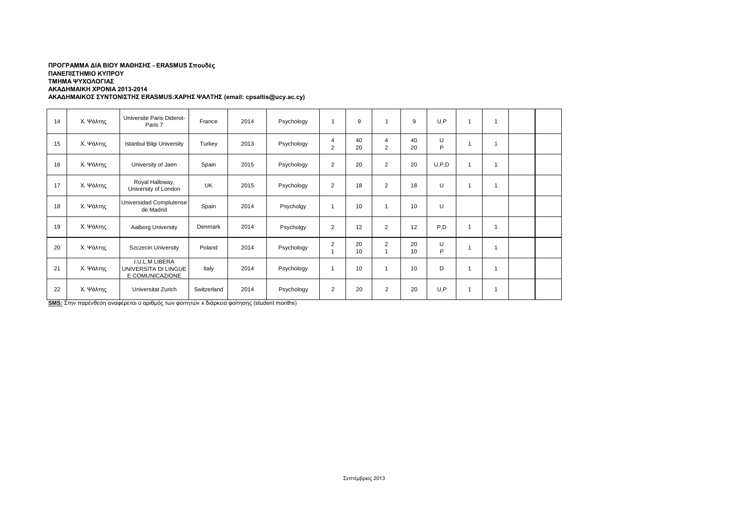**ΠΡΟΓΡΑΜΜΑ ΔΙΑ ΒΙΟΥ ΜΑΘΗΣΗΣ - ERASMUS Σπουδές**
**ΠΑΝΕΠΙΣΤΗΜΙΟ ΚΥΠΡΟΥ**
**ΤΜΗΜΑ ΨΥΧΟΛΟΓΙΑΣ**
**ΑΚΑΔΗΜΑΙΚΗ ΧΡΟΝΙΑ 2013-2014**
**ΑΚΑΔΗΜΑΙΚΟΣ ΣΥΝΤΟΝΙΣΤΗΣ ERASMUS:ΧΑΡΗΣ ΨΑΛΤΗΣ (email: cpsaltis@ucy.ac.cy)**

| | | | | | | | | | | | | | | |
|---|---|---|---|---|---|---|---|---|---|---|---|---|---|---|
| 14 | Χ. Ψάλτης | Universite Paris Diderot-Paris 7 | France | 2014 | Psychology | 1 | 9 | 1 | 9 | U,P | 1 | 1 | | |
| 15 | Χ. Ψάλτης | Istanbul Bilgi University | Turkey | 2013 | Psychology | 4<br>2 | 40<br>20 | 4<br>2 | 40<br>20 | U<br>P | 1 | 1 | | |
| 16 | Χ. Ψάλτης | University of Jaen | Spain | 2015 | Psychology | 2 | 20 | 2 | 20 | U,P,D | 1 | 1 | | |
| 17 | Χ. Ψάλτης | Royal Halloway, University of London | UK | 2015 | Psychology | 2 | 18 | 2 | 18 | U | 1 | 1 | | |
| 18 | Χ. Ψάλτης | Universidad Complutense de Madrid | Spain | 2014 | Psycholgy | 1 | 10 | 1 | 10 | U | | | | |
| 19 | Χ. Ψάλτης | Aalborg University | Denmark | 2014 | Psycholgy | 2 | 12 | 2 | 12 | P,D | 1 | 1 | | |
| 20 | Χ. Ψάλτης | Szczecin University | Poland | 2014 | Psychology | 2<br>1 | 20<br>10 | 2<br>1 | 20<br>10 | U<br>P | 1 | 1 | | |
| 21 | Χ. Ψάλτης | I.U.L.M LIBERA UNIVERSITA DI LINGUE E COMUNICAZIONE | Italy | 2014 | Psychology | 1 | 10 | 1 | 10 | D | 1 | 1 | | |
| 22 | Χ. Ψάλτης | Universitat Zurich | Switzerland | 2014 | Psychology | 2 | 20 | 2 | 20 | U,P | 1 | 1 | | |

**SMS:** Στην παρένθεση αναφέρεται ο αριθμός των φοιτητών x διάρκεια φοίτησης (student months)

Σεπτέμβριος 2013